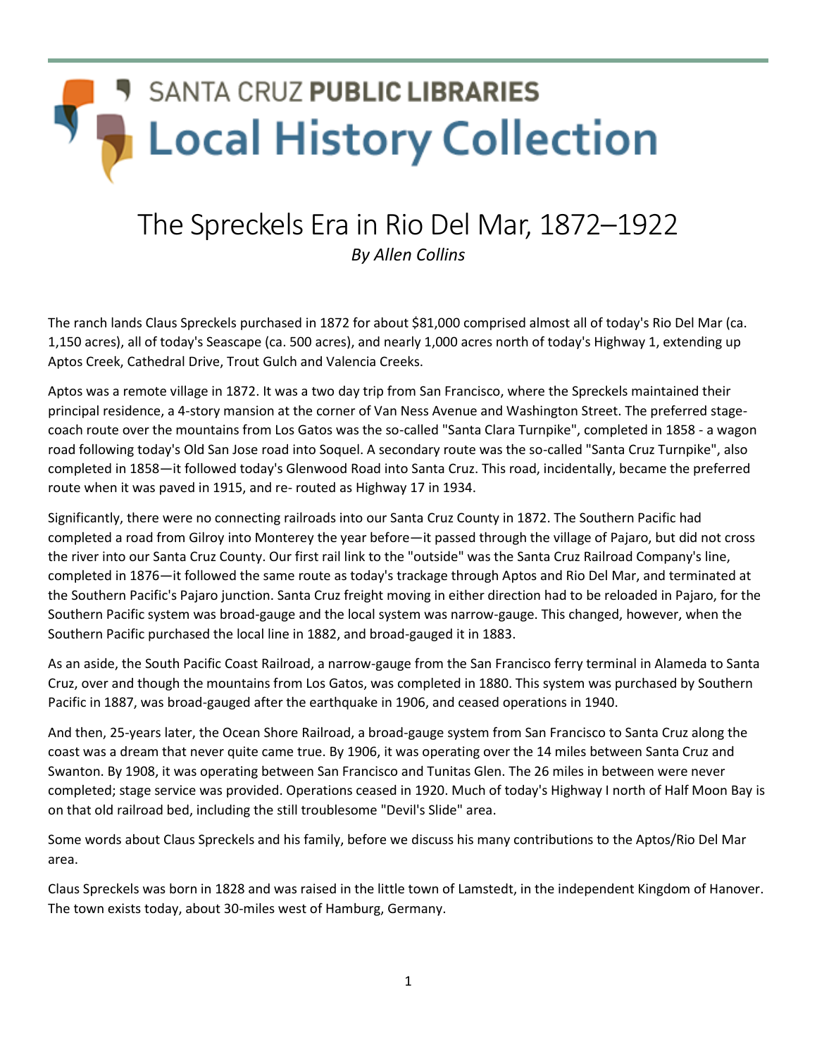SANTA CRUZ **PUBLIC LIBRARIES**

# Local History Collection

## The Spreckels Era in Rio Del Mar, 1872–1922

*By Allen Collins*

The ranch lands Claus Spreckels purchased in 1872 for about $81,000 comprised almost all of today's Rio Del Mar (ca. 1,150 acres), all of today's Seascape (ca. 500 acres), and nearly 1,000 acres north of today's Highway 1, extending up Aptos Creek, Cathedral Drive, Trout Gulch and Valencia Creeks.

Aptos was a remote village in 1872. It was a two day trip from San Francisco, where the Spreckels maintained their principal residence, a 4-story mansion at the corner of Van Ness Avenue and Washington Street. The preferred stage-coach route over the mountains from Los Gatos was the so-called "Santa Clara Turnpike", completed in 1858 - a wagon road following today's Old San Jose road into Soquel. A secondary route was the so-called "Santa Cruz Turnpike", also completed in 1858—it followed today's Glenwood Road into Santa Cruz. This road, incidentally, became the preferred route when it was paved in 1915, and re- routed as Highway 17 in 1934.

Significantly, there were no connecting railroads into our Santa Cruz County in 1872. The Southern Pacific had completed a road from Gilroy into Monterey the year before—it passed through the village of Pajaro, but did not cross the river into our Santa Cruz County. Our first rail link to the "outside" was the Santa Cruz Railroad Company's line, completed in 1876—it followed the same route as today's trackage through Aptos and Rio Del Mar, and terminated at the Southern Pacific's Pajaro junction. Santa Cruz freight moving in either direction had to be reloaded in Pajaro, for the Southern Pacific system was broad-gauge and the local system was narrow-gauge. This changed, however, when the Southern Pacific purchased the local line in 1882, and broad-gauged it in 1883.

As an aside, the South Pacific Coast Railroad, a narrow-gauge from the San Francisco ferry terminal in Alameda to Santa Cruz, over and though the mountains from Los Gatos, was completed in 1880. This system was purchased by Southern Pacific in 1887, was broad-gauged after the earthquake in 1906, and ceased operations in 1940.

And then, 25-years later, the Ocean Shore Railroad, a broad-gauge system from San Francisco to Santa Cruz along the coast was a dream that never quite came true. By 1906, it was operating over the 14 miles between Santa Cruz and Swanton. By 1908, it was operating between San Francisco and Tunitas Glen. The 26 miles in between were never completed; stage service was provided. Operations ceased in 1920. Much of today's Highway I north of Half Moon Bay is on that old railroad bed, including the still troublesome "Devil's Slide" area.

Some words about Claus Spreckels and his family, before we discuss his many contributions to the Aptos/Rio Del Mar area.

Claus Spreckels was born in 1828 and was raised in the little town of Lamstedt, in the independent Kingdom of Hanover. The town exists today, about 30-miles west of Hamburg, Germany.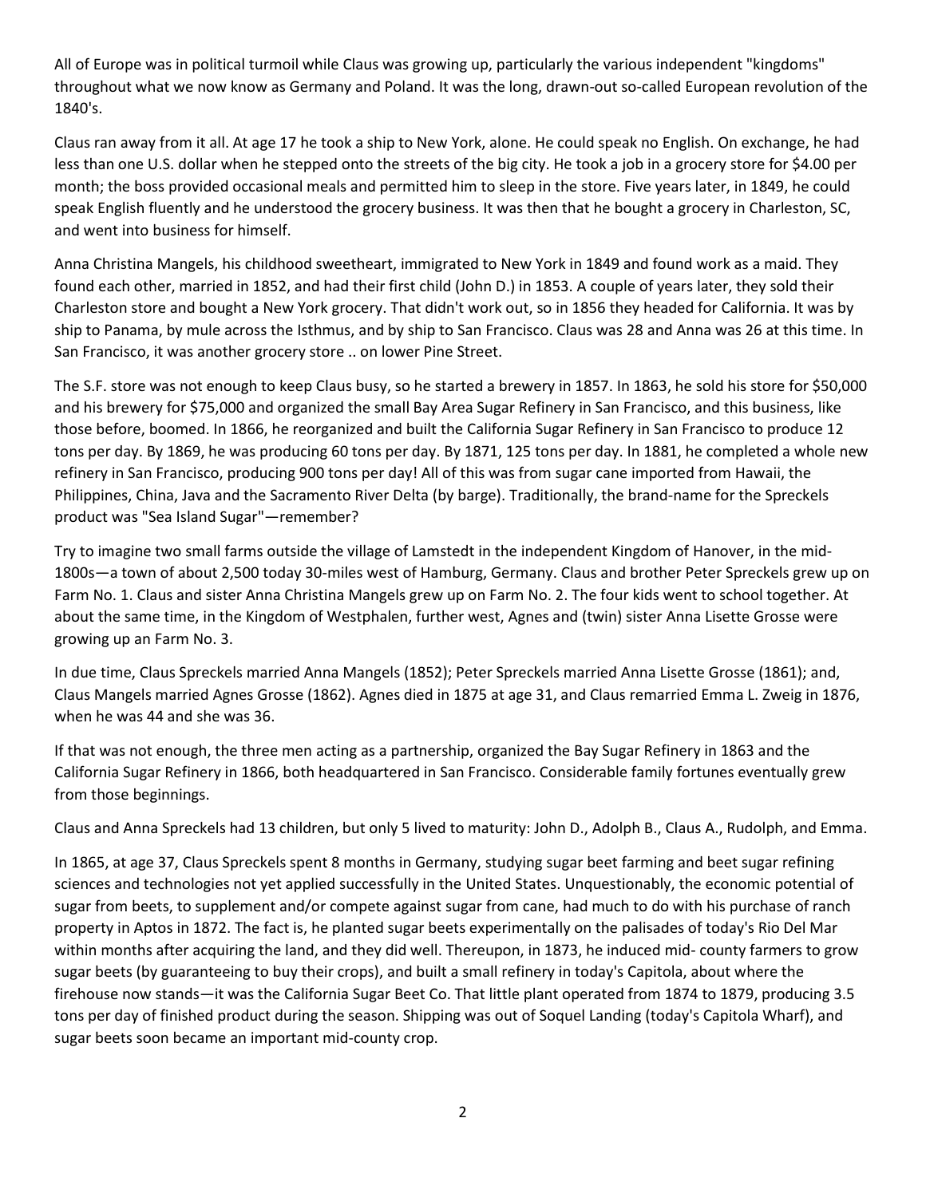All of Europe was in political turmoil while Claus was growing up, particularly the various independent "kingdoms" throughout what we now know as Germany and Poland. It was the long, drawn-out so-called European revolution of the 1840's.

Claus ran away from it all. At age 17 he took a ship to New York, alone. He could speak no English. On exchange, he had less than one U.S. dollar when he stepped onto the streets of the big city. He took a job in a grocery store for $4.00 per month; the boss provided occasional meals and permitted him to sleep in the store. Five years later, in 1849, he could speak English fluently and he understood the grocery business. It was then that he bought a grocery in Charleston, SC, and went into business for himself.

Anna Christina Mangels, his childhood sweetheart, immigrated to New York in 1849 and found work as a maid. They found each other, married in 1852, and had their first child (John D.) in 1853. A couple of years later, they sold their Charleston store and bought a New York grocery. That didn't work out, so in 1856 they headed for California. It was by ship to Panama, by mule across the Isthmus, and by ship to San Francisco. Claus was 28 and Anna was 26 at this time. In San Francisco, it was another grocery store .. on lower Pine Street.

The S.F. store was not enough to keep Claus busy, so he started a brewery in 1857. In 1863, he sold his store for $50,000 and his brewery for $75,000 and organized the small Bay Area Sugar Refinery in San Francisco, and this business, like those before, boomed. In 1866, he reorganized and built the California Sugar Refinery in San Francisco to produce 12 tons per day. By 1869, he was producing 60 tons per day. By 1871, 125 tons per day. In 1881, he completed a whole new refinery in San Francisco, producing 900 tons per day! All of this was from sugar cane imported from Hawaii, the Philippines, China, Java and the Sacramento River Delta (by barge). Traditionally, the brand-name for the Spreckels product was "Sea Island Sugar"—remember?

Try to imagine two small farms outside the village of Lamstedt in the independent Kingdom of Hanover, in the mid-1800s—a town of about 2,500 today 30-miles west of Hamburg, Germany. Claus and brother Peter Spreckels grew up on Farm No. 1. Claus and sister Anna Christina Mangels grew up on Farm No. 2. The four kids went to school together. At about the same time, in the Kingdom of Westphalen, further west, Agnes and (twin) sister Anna Lisette Grosse were growing up an Farm No. 3.

In due time, Claus Spreckels married Anna Mangels (1852); Peter Spreckels married Anna Lisette Grosse (1861); and, Claus Mangels married Agnes Grosse (1862). Agnes died in 1875 at age 31, and Claus remarried Emma L. Zweig in 1876, when he was 44 and she was 36.

If that was not enough, the three men acting as a partnership, organized the Bay Sugar Refinery in 1863 and the California Sugar Refinery in 1866, both headquartered in San Francisco. Considerable family fortunes eventually grew from those beginnings.

Claus and Anna Spreckels had 13 children, but only 5 lived to maturity: John D., Adolph B., Claus A., Rudolph, and Emma.

In 1865, at age 37, Claus Spreckels spent 8 months in Germany, studying sugar beet farming and beet sugar refining sciences and technologies not yet applied successfully in the United States. Unquestionably, the economic potential of sugar from beets, to supplement and/or compete against sugar from cane, had much to do with his purchase of ranch property in Aptos in 1872. The fact is, he planted sugar beets experimentally on the palisades of today's Rio Del Mar within months after acquiring the land, and they did well. Thereupon, in 1873, he induced mid- county farmers to grow sugar beets (by guaranteeing to buy their crops), and built a small refinery in today's Capitola, about where the firehouse now stands—it was the California Sugar Beet Co. That little plant operated from 1874 to 1879, producing 3.5 tons per day of finished product during the season. Shipping was out of Soquel Landing (today's Capitola Wharf), and sugar beets soon became an important mid-county crop.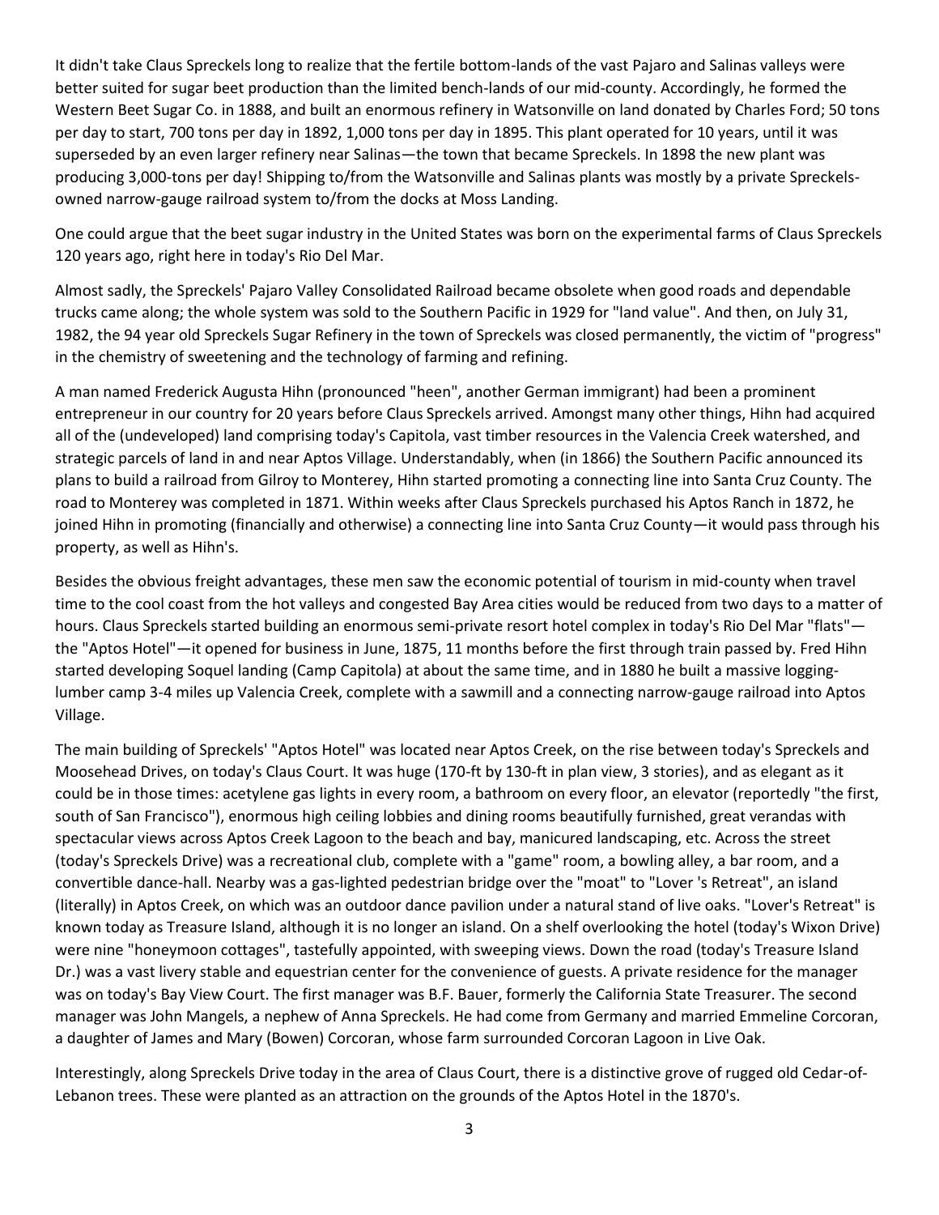It didn't take Claus Spreckels long to realize that the fertile bottom-lands of the vast Pajaro and Salinas valleys were better suited for sugar beet production than the limited bench-lands of our mid-county. Accordingly, he formed the Western Beet Sugar Co. in 1888, and built an enormous refinery in Watsonville on land donated by Charles Ford; 50 tons per day to start, 700 tons per day in 1892, 1,000 tons per day in 1895. This plant operated for 10 years, until it was superseded by an even larger refinery near Salinas—the town that became Spreckels. In 1898 the new plant was producing 3,000-tons per day! Shipping to/from the Watsonville and Salinas plants was mostly by a private Spreckels-owned narrow-gauge railroad system to/from the docks at Moss Landing.

One could argue that the beet sugar industry in the United States was born on the experimental farms of Claus Spreckels 120 years ago, right here in today's Rio Del Mar.

Almost sadly, the Spreckels' Pajaro Valley Consolidated Railroad became obsolete when good roads and dependable trucks came along; the whole system was sold to the Southern Pacific in 1929 for "land value". And then, on July 31, 1982, the 94 year old Spreckels Sugar Refinery in the town of Spreckels was closed permanently, the victim of "progress" in the chemistry of sweetening and the technology of farming and refining.

A man named Frederick Augusta Hihn (pronounced "heen", another German immigrant) had been a prominent entrepreneur in our country for 20 years before Claus Spreckels arrived. Amongst many other things, Hihn had acquired all of the (undeveloped) land comprising today's Capitola, vast timber resources in the Valencia Creek watershed, and strategic parcels of land in and near Aptos Village. Understandably, when (in 1866) the Southern Pacific announced its plans to build a railroad from Gilroy to Monterey, Hihn started promoting a connecting line into Santa Cruz County. The road to Monterey was completed in 1871. Within weeks after Claus Spreckels purchased his Aptos Ranch in 1872, he joined Hihn in promoting (financially and otherwise) a connecting line into Santa Cruz County—it would pass through his property, as well as Hihn's.

Besides the obvious freight advantages, these men saw the economic potential of tourism in mid-county when travel time to the cool coast from the hot valleys and congested Bay Area cities would be reduced from two days to a matter of hours. Claus Spreckels started building an enormous semi-private resort hotel complex in today's Rio Del Mar "flats"—the "Aptos Hotel"—it opened for business in June, 1875, 11 months before the first through train passed by. Fred Hihn started developing Soquel landing (Camp Capitola) at about the same time, and in 1880 he built a massive logging-lumber camp 3-4 miles up Valencia Creek, complete with a sawmill and a connecting narrow-gauge railroad into Aptos Village.

The main building of Spreckels' "Aptos Hotel" was located near Aptos Creek, on the rise between today's Spreckels and Moosehead Drives, on today's Claus Court. It was huge (170-ft by 130-ft in plan view, 3 stories), and as elegant as it could be in those times: acetylene gas lights in every room, a bathroom on every floor, an elevator (reportedly "the first, south of San Francisco"), enormous high ceiling lobbies and dining rooms beautifully furnished, great verandas with spectacular views across Aptos Creek Lagoon to the beach and bay, manicured landscaping, etc. Across the street (today's Spreckels Drive) was a recreational club, complete with a "game" room, a bowling alley, a bar room, and a convertible dance-hall. Nearby was a gas-lighted pedestrian bridge over the "moat" to "Lover 's Retreat", an island (literally) in Aptos Creek, on which was an outdoor dance pavilion under a natural stand of live oaks. "Lover's Retreat" is known today as Treasure Island, although it is no longer an island. On a shelf overlooking the hotel (today's Wixon Drive) were nine "honeymoon cottages", tastefully appointed, with sweeping views. Down the road (today's Treasure Island Dr.) was a vast livery stable and equestrian center for the convenience of guests. A private residence for the manager was on today's Bay View Court. The first manager was B.F. Bauer, formerly the California State Treasurer. The second manager was John Mangels, a nephew of Anna Spreckels. He had come from Germany and married Emmeline Corcoran, a daughter of James and Mary (Bowen) Corcoran, whose farm surrounded Corcoran Lagoon in Live Oak.

Interestingly, along Spreckels Drive today in the area of Claus Court, there is a distinctive grove of rugged old Cedar-of-Lebanon trees. These were planted as an attraction on the grounds of the Aptos Hotel in the 1870's.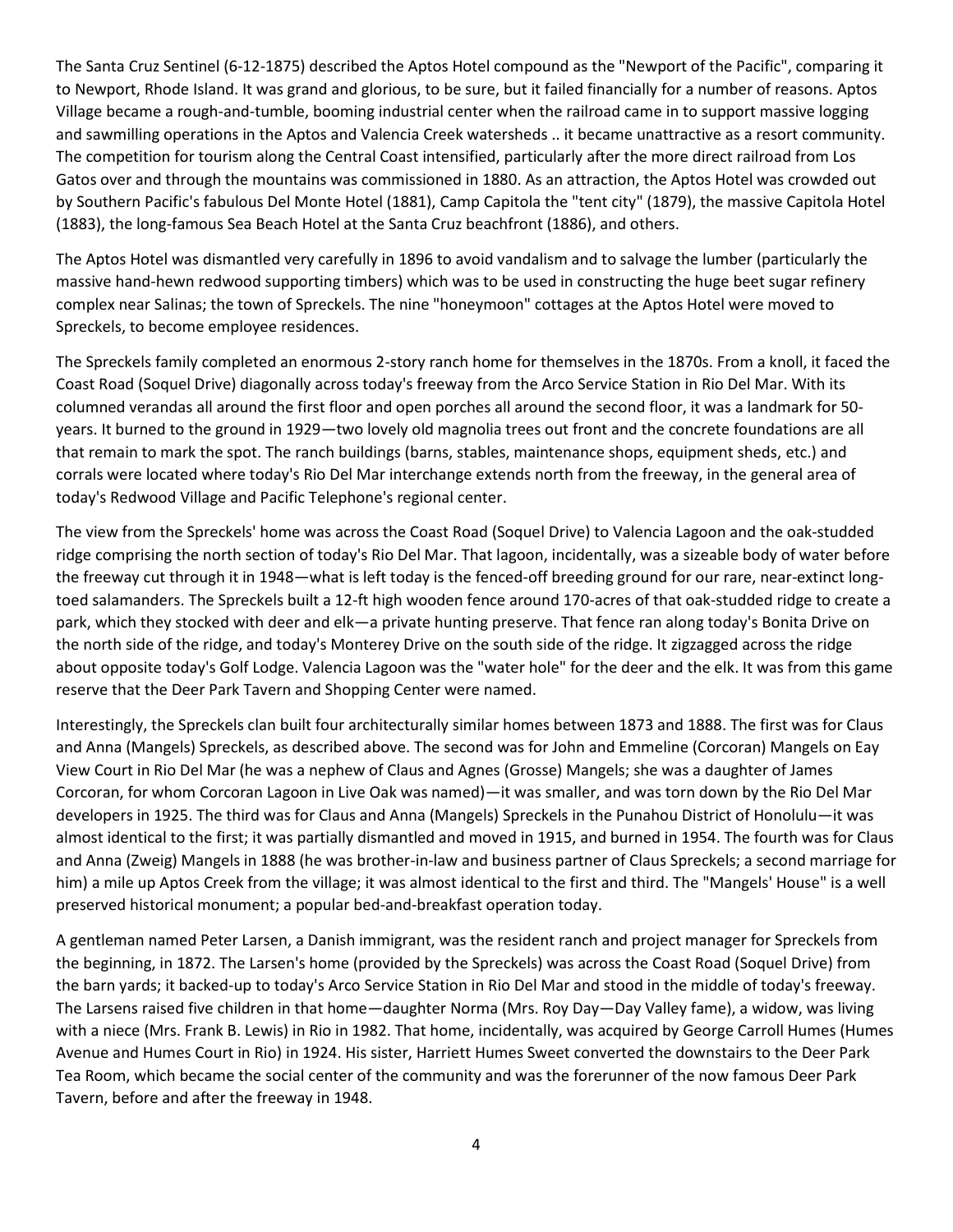The Santa Cruz Sentinel (6-12-1875) described the Aptos Hotel compound as the "Newport of the Pacific", comparing it to Newport, Rhode Island. It was grand and glorious, to be sure, but it failed financially for a number of reasons. Aptos Village became a rough-and-tumble, booming industrial center when the railroad came in to support massive logging and sawmilling operations in the Aptos and Valencia Creek watersheds .. it became unattractive as a resort community. The competition for tourism along the Central Coast intensified, particularly after the more direct railroad from Los Gatos over and through the mountains was commissioned in 1880. As an attraction, the Aptos Hotel was crowded out by Southern Pacific's fabulous Del Monte Hotel (1881), Camp Capitola the "tent city" (1879), the massive Capitola Hotel (1883), the long-famous Sea Beach Hotel at the Santa Cruz beachfront (1886), and others.

The Aptos Hotel was dismantled very carefully in 1896 to avoid vandalism and to salvage the lumber (particularly the massive hand-hewn redwood supporting timbers) which was to be used in constructing the huge beet sugar refinery complex near Salinas; the town of Spreckels. The nine "honeymoon" cottages at the Aptos Hotel were moved to Spreckels, to become employee residences.

The Spreckels family completed an enormous 2-story ranch home for themselves in the 1870s. From a knoll, it faced the Coast Road (Soquel Drive) diagonally across today's freeway from the Arco Service Station in Rio Del Mar. With its columned verandas all around the first floor and open porches all around the second floor, it was a landmark for 50-years. It burned to the ground in 1929—two lovely old magnolia trees out front and the concrete foundations are all that remain to mark the spot. The ranch buildings (barns, stables, maintenance shops, equipment sheds, etc.) and corrals were located where today's Rio Del Mar interchange extends north from the freeway, in the general area of today's Redwood Village and Pacific Telephone's regional center.

The view from the Spreckels' home was across the Coast Road (Soquel Drive) to Valencia Lagoon and the oak-studded ridge comprising the north section of today's Rio Del Mar. That lagoon, incidentally, was a sizeable body of water before the freeway cut through it in 1948—what is left today is the fenced-off breeding ground for our rare, near-extinct long-toed salamanders. The Spreckels built a 12-ft high wooden fence around 170-acres of that oak-studded ridge to create a park, which they stocked with deer and elk—a private hunting preserve. That fence ran along today's Bonita Drive on the north side of the ridge, and today's Monterey Drive on the south side of the ridge. It zigzagged across the ridge about opposite today's Golf Lodge. Valencia Lagoon was the "water hole" for the deer and the elk. It was from this game reserve that the Deer Park Tavern and Shopping Center were named.

Interestingly, the Spreckels clan built four architecturally similar homes between 1873 and 1888. The first was for Claus and Anna (Mangels) Spreckels, as described above. The second was for John and Emmeline (Corcoran) Mangels on Eay View Court in Rio Del Mar (he was a nephew of Claus and Agnes (Grosse) Mangels; she was a daughter of James Corcoran, for whom Corcoran Lagoon in Live Oak was named)—it was smaller, and was torn down by the Rio Del Mar developers in 1925. The third was for Claus and Anna (Mangels) Spreckels in the Punahou District of Honolulu—it was almost identical to the first; it was partially dismantled and moved in 1915, and burned in 1954. The fourth was for Claus and Anna (Zweig) Mangels in 1888 (he was brother-in-law and business partner of Claus Spreckels; a second marriage for him) a mile up Aptos Creek from the village; it was almost identical to the first and third. The "Mangels' House" is a well preserved historical monument; a popular bed-and-breakfast operation today.

A gentleman named Peter Larsen, a Danish immigrant, was the resident ranch and project manager for Spreckels from the beginning, in 1872. The Larsen's home (provided by the Spreckels) was across the Coast Road (Soquel Drive) from the barn yards; it backed-up to today's Arco Service Station in Rio Del Mar and stood in the middle of today's freeway. The Larsens raised five children in that home—daughter Norma (Mrs. Roy Day—Day Valley fame), a widow, was living with a niece (Mrs. Frank B. Lewis) in Rio in 1982. That home, incidentally, was acquired by George Carroll Humes (Humes Avenue and Humes Court in Rio) in 1924. His sister, Harriett Humes Sweet converted the downstairs to the Deer Park Tea Room, which became the social center of the community and was the forerunner of the now famous Deer Park Tavern, before and after the freeway in 1948.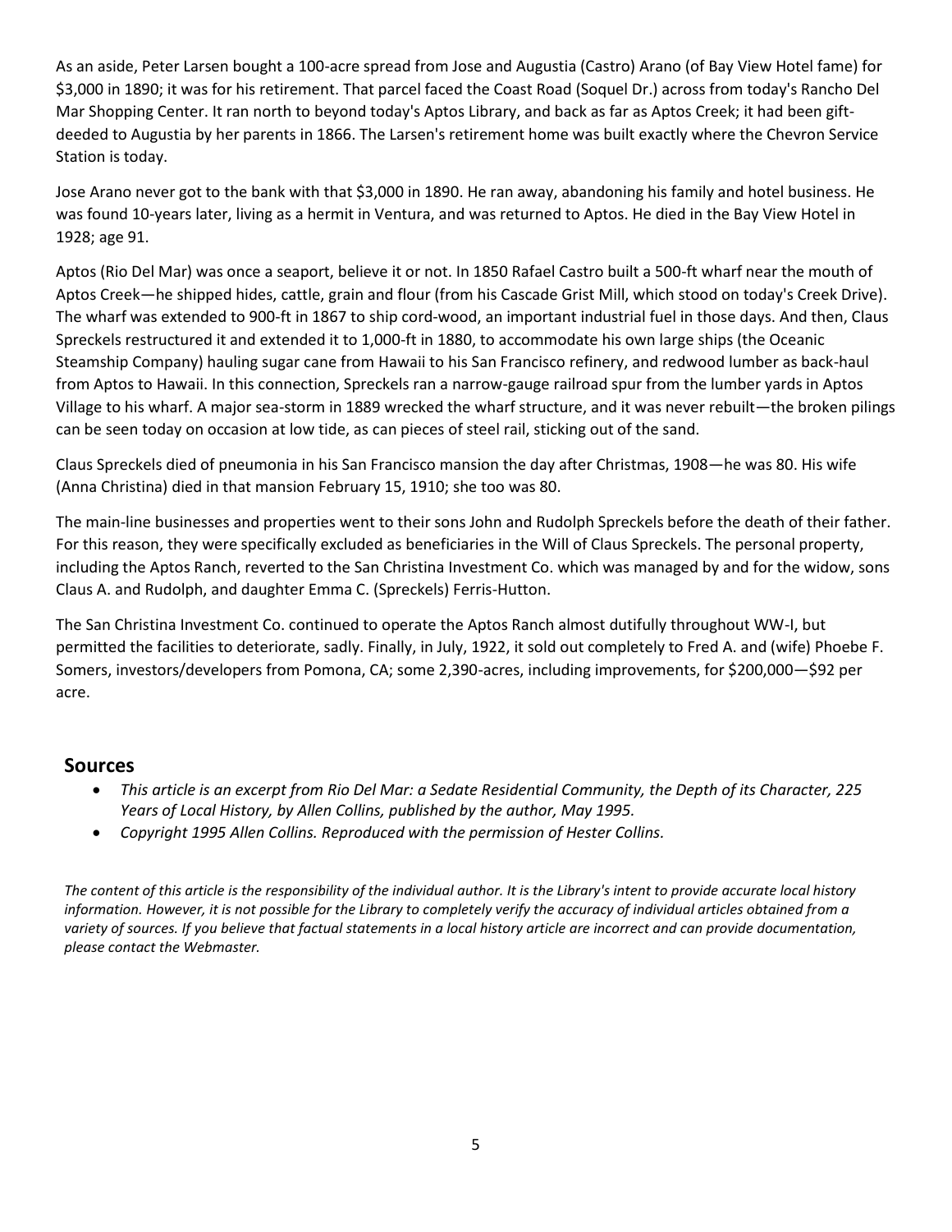As an aside, Peter Larsen bought a 100-acre spread from Jose and Augustia (Castro) Arano (of Bay View Hotel fame) for $3,000 in 1890; it was for his retirement. That parcel faced the Coast Road (Soquel Dr.) across from today's Rancho Del Mar Shopping Center. It ran north to beyond today's Aptos Library, and back as far as Aptos Creek; it had been gift-deeded to Augustia by her parents in 1866. The Larsen's retirement home was built exactly where the Chevron Service Station is today.

Jose Arano never got to the bank with that $3,000 in 1890. He ran away, abandoning his family and hotel business. He was found 10-years later, living as a hermit in Ventura, and was returned to Aptos. He died in the Bay View Hotel in 1928; age 91.

Aptos (Rio Del Mar) was once a seaport, believe it or not. In 1850 Rafael Castro built a 500-ft wharf near the mouth of Aptos Creek—he shipped hides, cattle, grain and flour (from his Cascade Grist Mill, which stood on today's Creek Drive). The wharf was extended to 900-ft in 1867 to ship cord-wood, an important industrial fuel in those days. And then, Claus Spreckels restructured it and extended it to 1,000-ft in 1880, to accommodate his own large ships (the Oceanic Steamship Company) hauling sugar cane from Hawaii to his San Francisco refinery, and redwood lumber as back-haul from Aptos to Hawaii. In this connection, Spreckels ran a narrow-gauge railroad spur from the lumber yards in Aptos Village to his wharf. A major sea-storm in 1889 wrecked the wharf structure, and it was never rebuilt—the broken pilings can be seen today on occasion at low tide, as can pieces of steel rail, sticking out of the sand.

Claus Spreckels died of pneumonia in his San Francisco mansion the day after Christmas, 1908—he was 80. His wife (Anna Christina) died in that mansion February 15, 1910; she too was 80.

The main-line businesses and properties went to their sons John and Rudolph Spreckels before the death of their father. For this reason, they were specifically excluded as beneficiaries in the Will of Claus Spreckels. The personal property, including the Aptos Ranch, reverted to the San Christina Investment Co. which was managed by and for the widow, sons Claus A. and Rudolph, and daughter Emma C. (Spreckels) Ferris-Hutton.

The San Christina Investment Co. continued to operate the Aptos Ranch almost dutifully throughout WW-I, but permitted the facilities to deteriorate, sadly. Finally, in July, 1922, it sold out completely to Fred A. and (wife) Phoebe F. Somers, investors/developers from Pomona, CA; some 2,390-acres, including improvements, for $200,000—$92 per acre.

## Sources

- *This article is an excerpt from Rio Del Mar: a Sedate Residential Community, the Depth of its Character, 225 Years of Local History, by Allen Collins, published by the author, May 1995.*
- *Copyright 1995 Allen Collins. Reproduced with the permission of Hester Collins.*

*The content of this article is the responsibility of the individual author. It is the Library's intent to provide accurate local history information. However, it is not possible for the Library to completely verify the accuracy of individual articles obtained from a variety of sources. If you believe that factual statements in a local history article are incorrect and can provide documentation, please contact the Webmaster.*